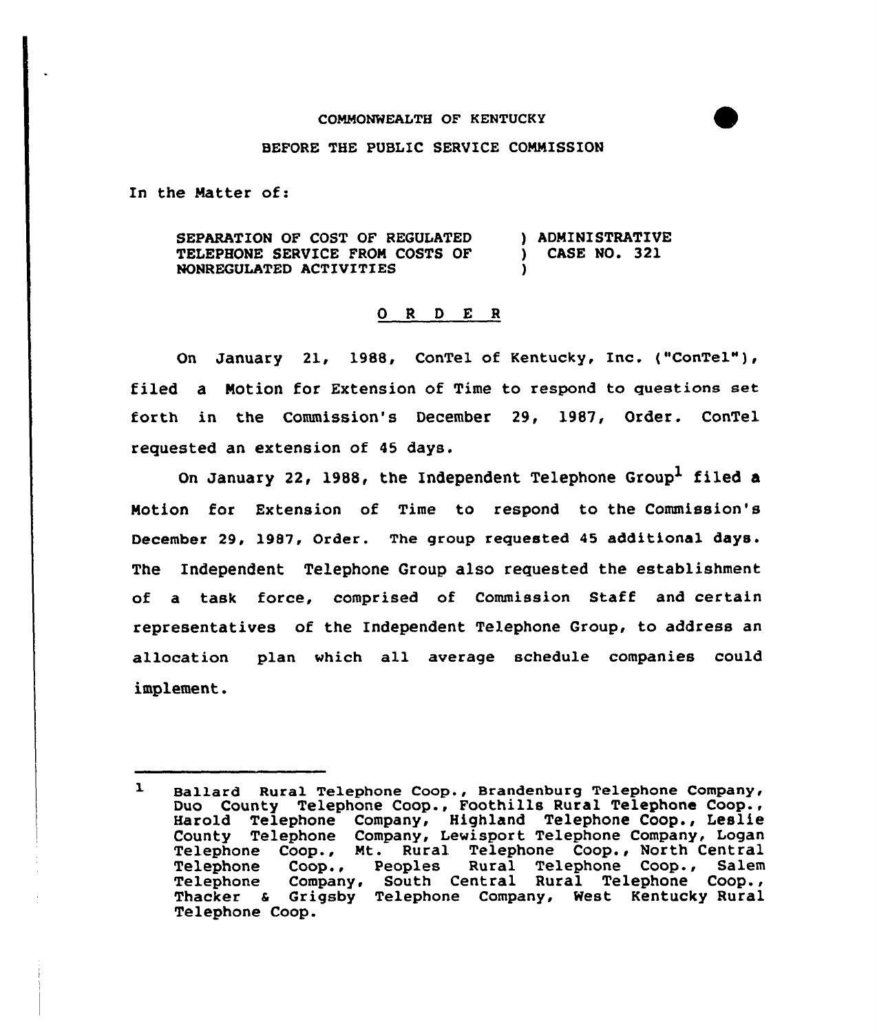COMMONWEALTH OF KENTUCKY

BEFORE THE PUBLIC SERVICE COMMISSION

In the Matter of:

SEPARATION OF COST OF REGULATED TELEPHONE SERVICE FROM COSTS OF NONREGULATED ACTIVITIES ) ADMINISTRATIVE CASE NO. 321

# O R D E R

On January 21, 1988, ConTel of Kentucky, Inc. ("ConTel"), filed a Motion for Extension of Time to respond to questions set forth in the Commission's December 29, 1987, Order. ConTel requested an extension of 45 days.

On January 22, 1988, the Independent Telephone Group[1] filed a Motion for Extension of Time to respond to the Commission's December 29, 1987, Order. The group requested 45 additional days. The Independent Telephone Group also requested the establishment of a task force, comprised of Commission Staff and certain representatives of the Independent Telephone Group, to address an allocation plan which all average schedule companies could implement.

---

[1] Ballard Rural Telephone Coop., Brandenburg Telephone Company, Duo County Telephone Coop., Foothills Rural Telephone Coop., Harold Telephone Company, Highland Telephone Coop., Leslie County Telephone Company, Lewisport Telephone Company, Logan Telephone Coop., Mt. Rural Telephone Coop., North Central Telephone Coop., Peoples Rural Telephone Coop., Salem Telephone Company, South Central Rural Telephone Coop., Thacker & Grigsby Telephone Company, West Kentucky Rural Telephone Coop.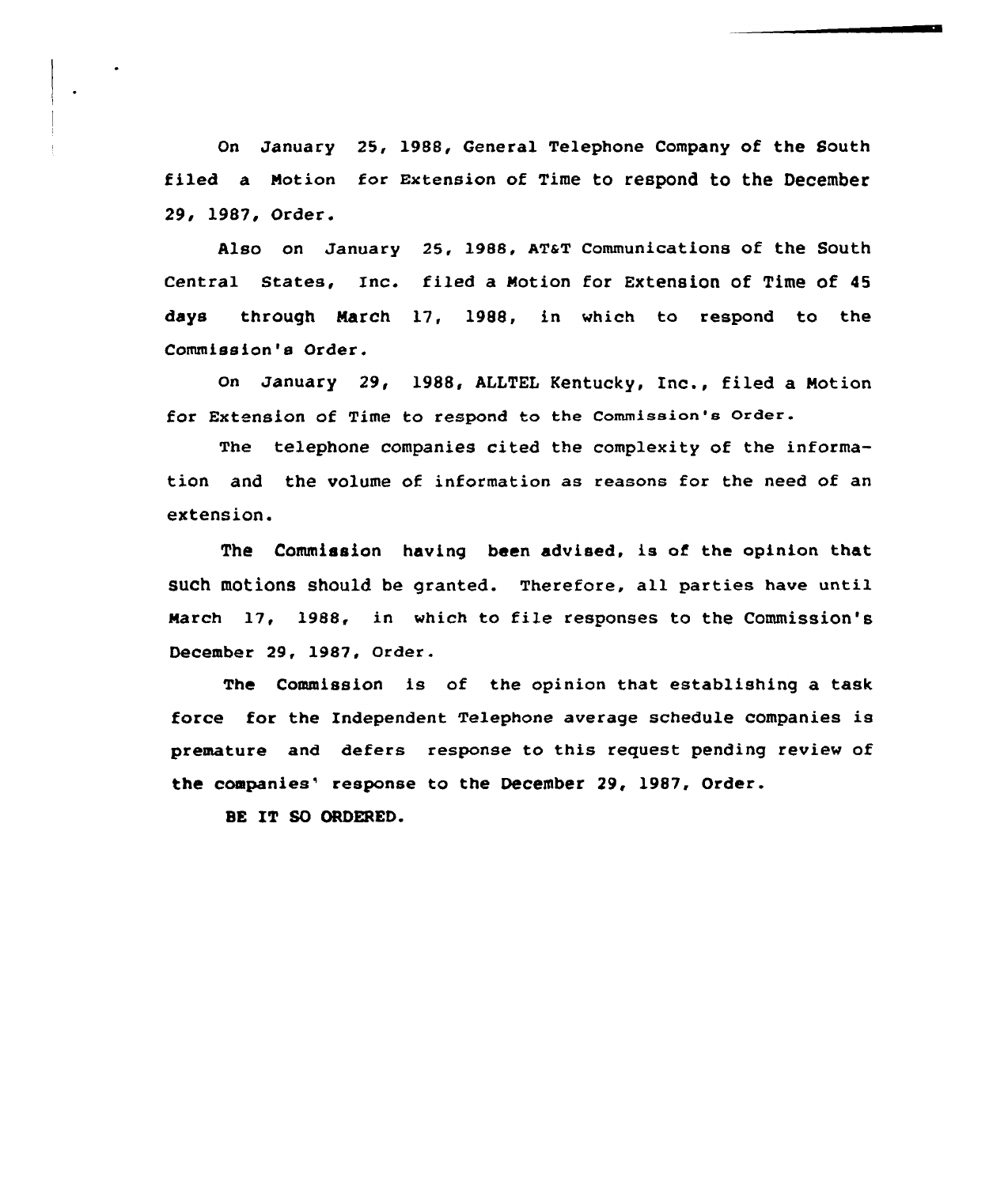On January 25, 1988, General Telephone Company of the South filed a Motion for Extension of Time to respond to the December 29, 1987, Order.

Also on January 25, 1988, AT&T Communications of the South Central States, Inc. filed a Motion for Extension of Time of 45 days through March 17, 1988, in which to respond to the Commission's Order.

On January 29, 1988, ALLTEL Kentucky, Inc., filed a Motion for Extension of Time to respond to the Commission's Order.

The telephone companies cited the complexity of the information and the volume of information as reasons for the need of an extension.

The Commission having been advised, is of the opinion that such motions should be granted. Therefore, all parties have until March 17, 1988, in which to file responses to the Commission's December 29, 1987, Order.

The Commission is of the opinion that establishing a task force for the Independent Telephone average schedule companies is premature and defers response to this request pending review of the companies' response to the December 29, 1987, Order.

**BE IT SO ORDERED.**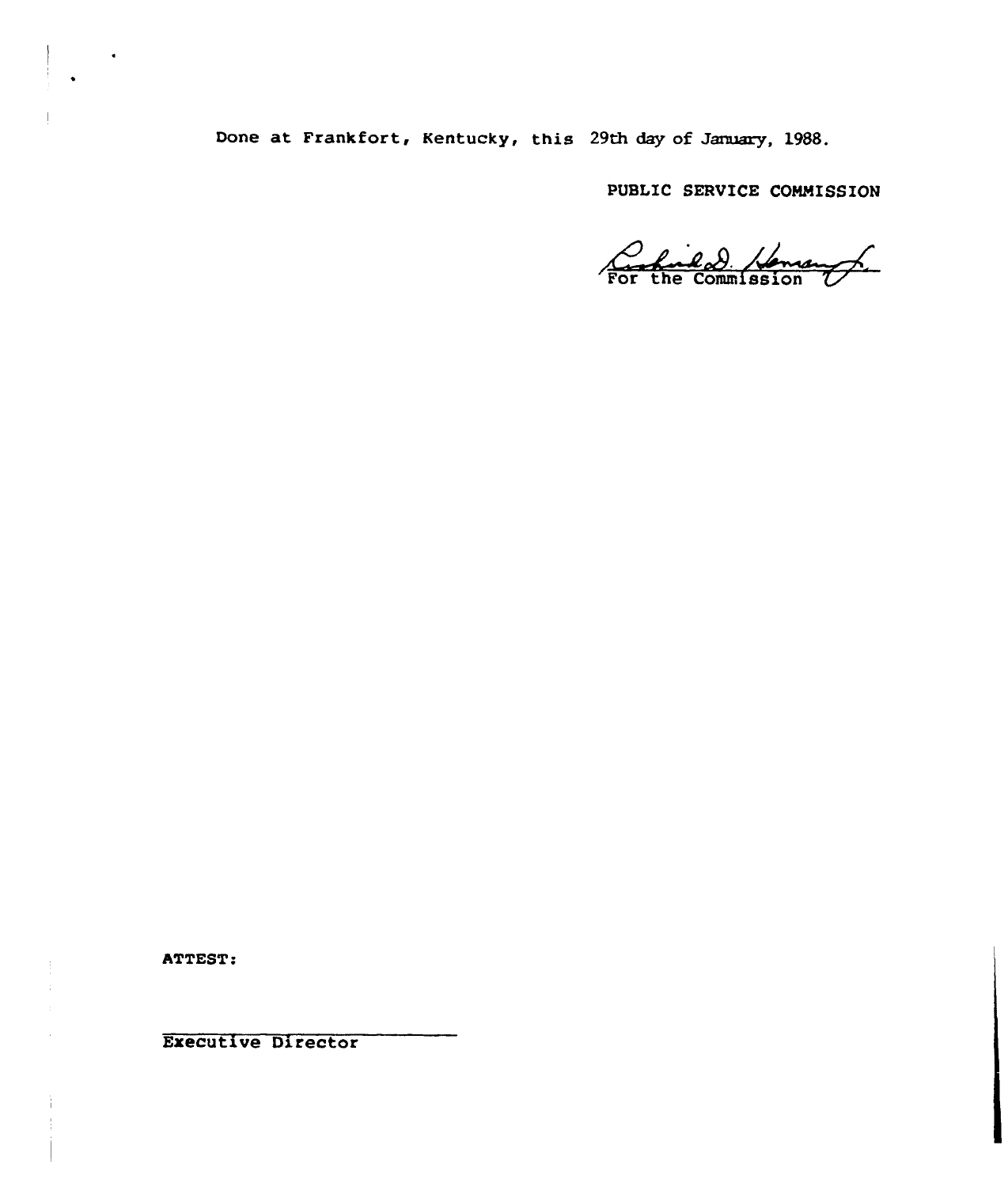Done at Frankfort, Kentucky, this 29th day of January, 1988.

PUBLIC SERVICE COMMISSION

For the Commission

ATTEST:

Executive Director